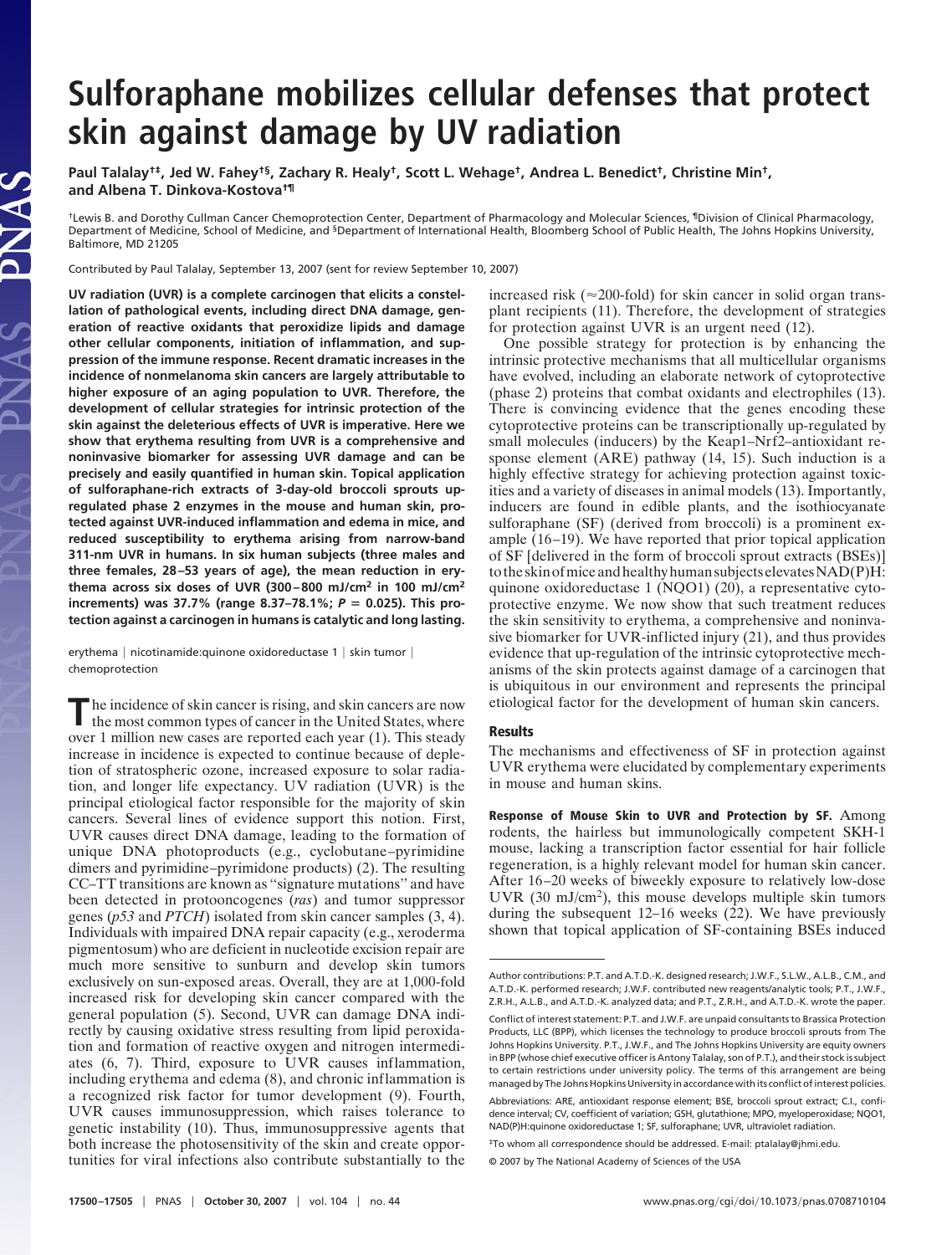# Sulforaphane mobilizes cellular defenses that protect skin against damage by UV radiation

**Paul Talalay[†‡], Jed W. Fahey[†§], Zachary R. Healy[†], Scott L. Wehage[†], Andrea L. Benedict[†], Christine Min[†], and Albena T. Dinkova-Kostova[†¶]**

[†]Lewis B. and Dorothy Cullman Cancer Chemoprotection Center, Department of Pharmacology and Molecular Sciences, [¶]Division of Clinical Pharmacology, Department of Medicine, School of Medicine, and [§]Department of International Health, Bloomberg School of Public Health, The Johns Hopkins University, Baltimore, MD 21205

Contributed by Paul Talalay, September 13, 2007 (sent for review September 10, 2007)

**UV radiation (UVR) is a complete carcinogen that elicits a constellation of pathological events, including direct DNA damage, generation of reactive oxidants that peroxidize lipids and damage other cellular components, initiation of inflammation, and suppression of the immune response. Recent dramatic increases in the incidence of nonmelanoma skin cancers are largely attributable to higher exposure of an aging population to UVR. Therefore, the development of cellular strategies for intrinsic protection of the skin against the deleterious effects of UVR is imperative. Here we show that erythema resulting from UVR is a comprehensive and noninvasive biomarker for assessing UVR damage and can be precisely and easily quantified in human skin. Topical application of sulforaphane-rich extracts of 3-day-old broccoli sprouts upregulated phase 2 enzymes in the mouse and human skin, protected against UVR-induced inflammation and edema in mice, and reduced susceptibility to erythema arising from narrow-band 311-nm UVR in humans. In six human subjects (three males and three females, 28–53 years of age), the mean reduction in erythema across six doses of UVR (300–800 mJ/cm$^2$ in 100 mJ/cm$^2$ increments) was 37.7% (range 8.37–78.1%; $P = 0.025$). This protection against a carcinogen in humans is catalytic and long lasting.**

erythema | nicotinamide:quinone oxidoreductase 1 | skin tumor | chemoprotection

The incidence of skin cancer is rising, and skin cancers are now the most common types of cancer in the United States, where over 1 million new cases are reported each year (1). This steady increase in incidence is expected to continue because of depletion of stratospheric ozone, increased exposure to solar radiation, and longer life expectancy. UV radiation (UVR) is the principal etiological factor responsible for the majority of skin cancers. Several lines of evidence support this notion. First, UVR causes direct DNA damage, leading to the formation of unique DNA photoproducts (e.g., cyclobutane–pyrimidine dimers and pyrimidine–pyrimidone products) (2). The resulting CC–TT transitions are known as "signature mutations" and have been detected in protooncogenes (*ras*) and tumor suppressor genes (*p53* and *PTCH*) isolated from skin cancer samples (3, 4). Individuals with impaired DNA repair capacity (e.g., xeroderma pigmentosum) who are deficient in nucleotide excision repair are much more sensitive to sunburn and develop skin tumors exclusively on sun-exposed areas. Overall, they are at 1,000-fold increased risk for developing skin cancer compared with the general population (5). Second, UVR can damage DNA indirectly by causing oxidative stress resulting from lipid peroxidation and formation of reactive oxygen and nitrogen intermediates (6, 7). Third, exposure to UVR causes inflammation, including erythema and edema (8), and chronic inflammation is a recognized risk factor for tumor development (9). Fourth, UVR causes immunosuppression, which raises tolerance to genetic instability (10). Thus, immunosuppressive agents that both increase the photosensitivity of the skin and create opportunities for viral infections also contribute substantially to the increased risk (≈200-fold) for skin cancer in solid organ transplant recipients (11). Therefore, the development of strategies for protection against UVR is an urgent need (12).

One possible strategy for protection is by enhancing the intrinsic protective mechanisms that all multicellular organisms have evolved, including an elaborate network of cytoprotective (phase 2) proteins that combat oxidants and electrophiles (13). There is convincing evidence that the genes encoding these cytoprotective proteins can be transcriptionally up-regulated by small molecules (inducers) by the Keap1–Nrf2–antioxidant response element (ARE) pathway (14, 15). Such induction is a highly effective strategy for achieving protection against toxicities and a variety of diseases in animal models (13). Importantly, inducers are found in edible plants, and the isothiocyanate sulforaphane (SF) (derived from broccoli) is a prominent example (16–19). We have reported that prior topical application of SF [delivered in the form of broccoli sprout extracts (BSEs)] to the skin of mice and healthy human subjects elevates NAD(P)H:quinone oxidoreductase 1 (NQO1) (20), a representative cytoprotective enzyme. We now show that such treatment reduces the skin sensitivity to erythema, a comprehensive and noninvasive biomarker for UVR-inflicted injury (21), and thus provides evidence that up-regulation of the intrinsic cytoprotective mechanisms of the skin protects against damage of a carcinogen that is ubiquitous in our environment and represents the principal etiological factor for the development of human skin cancers.

## Results

The mechanisms and effectiveness of SF in protection against UVR erythema were elucidated by complementary experiments in mouse and human skins.

**Response of Mouse Skin to UVR and Protection by SF.** Among rodents, the hairless but immunologically competent SKH-1 mouse, lacking a transcription factor essential for hair follicle regeneration, is a highly relevant model for human skin cancer. After 16–20 weeks of biweekly exposure to relatively low-dose UVR (30 mJ/cm$^2$), this mouse develops multiple skin tumors during the subsequent 12–16 weeks (22). We have previously shown that topical application of SF-containing BSEs induced

---

Author contributions: P.T. and A.T.D.-K. designed research; J.W.F., S.L.W., A.L.B., C.M., and A.T.D.-K. performed research; J.W.F. contributed new reagents/analytic tools; P.T., J.W.F., Z.R.H., A.L.B., and A.T.D.-K. analyzed data; and P.T., Z.R.H., and A.T.D.-K. wrote the paper.

Conflict of interest statement: P.T. and J.W.F. are unpaid consultants to Brassica Protection Products, LLC (BPP), which licenses the technology to produce broccoli sprouts from The Johns Hopkins University. P.T., J.W.F., and The Johns Hopkins University are equity owners in BPP (whose chief executive officer is Antony Talalay, son of P.T.), and their stock is subject to certain restrictions under university policy. The terms of this arrangement are being managed by The Johns Hopkins University in accordance with its conflict of interest policies.

Abbreviations: ARE, antioxidant response element; BSE, broccoli sprout extract; C.I., confidence interval; CV, coefficient of variation; GSH, glutathione; MPO, myeloperoxidase; NQO1, NAD(P)H:quinone oxidoreductase 1; SF, sulforaphane; UVR, ultraviolet radiation.

[‡]To whom all correspondence should be addressed. E-mail: ptalalay@jhmi.edu.

© 2007 by The National Academy of Sciences of the USA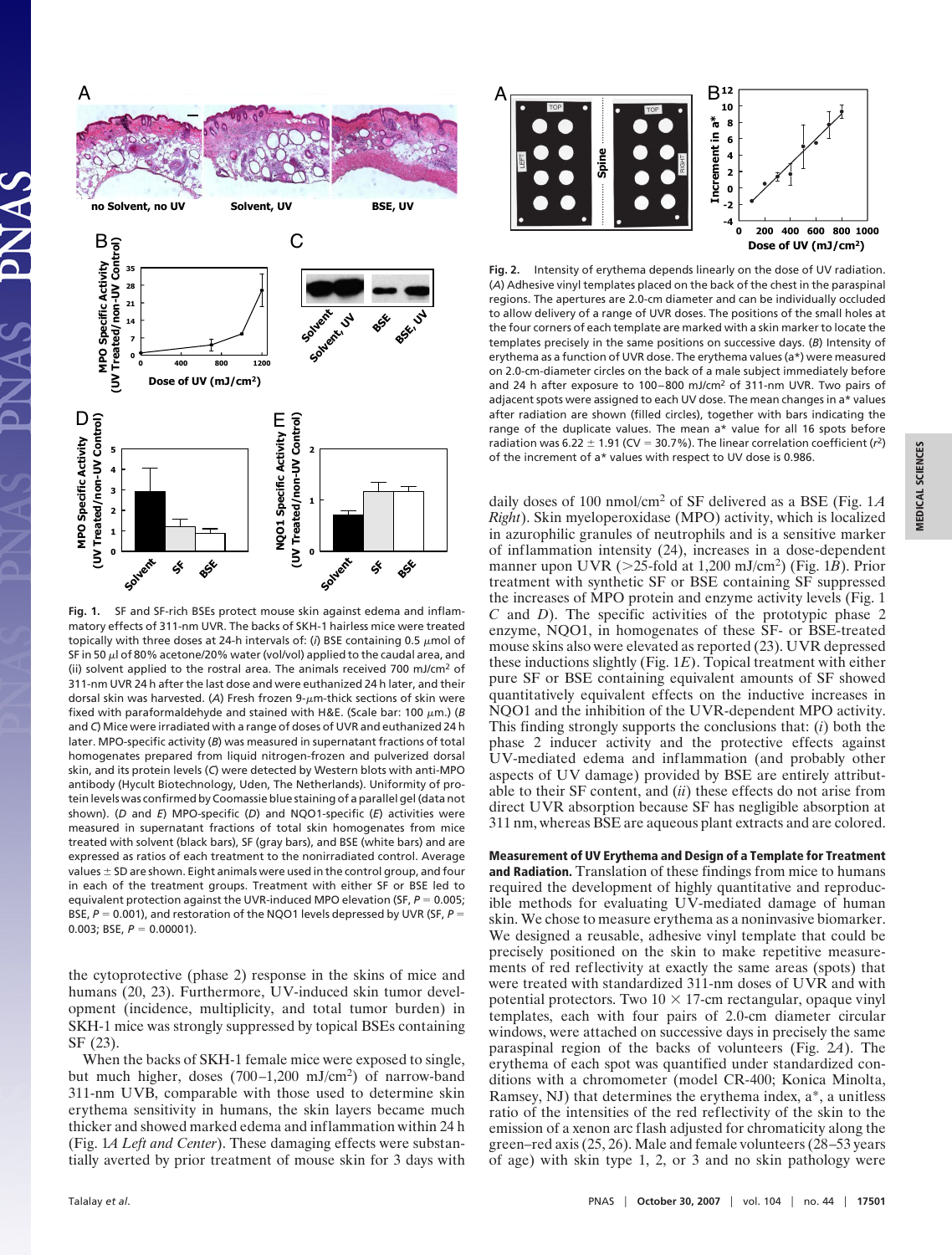**Fig. 1.** SF and SF-rich BSEs protect mouse skin against edema and inflammatory effects of 311-nm UVR. The backs of SKH-1 hairless mice were treated topically with three doses at 24-h intervals of: (*i*) BSE containing 0.5 μmol of SF in 50 μl of 80% acetone/20% water (vol/vol) applied to the caudal area, and (ii) solvent applied to the rostral area. The animals received 700 mJ/cm$^2$ of 311-nm UVR 24 h after the last dose and were euthanized 24 h later, and their dorsal skin was harvested. (*A*) Fresh frozen 9-μm-thick sections of skin were fixed with paraformaldehyde and stained with H&E. (Scale bar: 100 μm.) (*B* and *C*) Mice were irradiated with a range of doses of UVR and euthanized 24 h later. MPO-specific activity (*B*) was measured in supernatant fractions of total homogenates prepared from liquid nitrogen-frozen and pulverized dorsal skin, and its protein levels (*C*) were detected by Western blots with anti-MPO antibody (Hycult Biotechnology, Uden, The Netherlands). Uniformity of protein levels was confirmed by Coomassie blue staining of a parallel gel (data not shown). (*D* and *E*) MPO-specific (*D*) and NQO1-specific (*E*) activities were measured in supernatant fractions of total skin homogenates from mice treated with solvent (black bars), SF (gray bars), and BSE (white bars) and are expressed as ratios of each treatment to the nonirradiated control. Average values ± SD are shown. Eight animals were used in the control group, and four in each of the treatment groups. Treatment with either SF or BSE led to equivalent protection against the UVR-induced MPO elevation (SF, $P = 0.005$; BSE, $P = 0.001$), and restoration of the NQO1 levels depressed by UVR (SF, $P = 0.003$; BSE, $P = 0.00001$).

the cytoprotective (phase 2) response in the skins of mice and humans (20, 23). Furthermore, UV-induced skin tumor development (incidence, multiplicity, and total tumor burden) in SKH-1 mice was strongly suppressed by topical BSEs containing SF (23).

When the backs of SKH-1 female mice were exposed to single, but much higher, doses (700–1,200 mJ/cm$^2$) of narrow-band 311-nm UVB, comparable with those used to determine skin erythema sensitivity in humans, the skin layers became much thicker and showed marked edema and inflammation within 24 h (Fig. 1*A Left and Center*). These damaging effects were substantially averted by prior treatment of mouse skin for 3 days with daily doses of 100 nmol/cm$^2$ of SF delivered as a BSE (Fig. 1*A Right*). Skin myeloperoxidase (MPO) activity, which is localized in azurophilic granules of neutrophils and is a sensitive marker of inflammation intensity (24), increases in a dose-dependent manner upon UVR (>25-fold at 1,200 mJ/cm$^2$) (Fig. 1*B*). Prior treatment with synthetic SF or BSE containing SF suppressed the increases of MPO protein and enzyme activity levels (Fig. 1 *C* and *D*). The specific activities of the prototypic phase 2 enzyme, NQO1, in homogenates of these SF- or BSE-treated mouse skins also were elevated as reported (23). UVR depressed these inductions slightly (Fig. 1*E*). Topical treatment with either pure SF or BSE containing equivalent amounts of SF showed quantitatively equivalent effects on the inductive increases in NQO1 and the inhibition of the UVR-dependent MPO activity. This finding strongly supports the conclusions that: (*i*) both the phase 2 inducer activity and the protective effects against UV-mediated edema and inflammation (and probably other aspects of UV damage) provided by BSE are entirely attributable to their SF content, and (*ii*) these effects do not arise from direct UVR absorption because SF has negligible absorption at 311 nm, whereas BSE are aqueous plant extracts and are colored.

**Fig. 2.** Intensity of erythema depends linearly on the dose of UV radiation. (*A*) Adhesive vinyl templates placed on the back of the chest in the paraspinal regions. The apertures are 2.0-cm diameter and can be individually occluded to allow delivery of a range of UVR doses. The positions of the small holes at the four corners of each template are marked with a skin marker to locate the templates precisely in the same positions on successive days. (*B*) Intensity of erythema as a function of UVR dose. The erythema values (a*) were measured on 2.0-cm-diameter circles on the back of a male subject immediately before and 24 h after exposure to 100–800 mJ/cm$^2$ of 311-nm UVR. Two pairs of adjacent spots were assigned to each UV dose. The mean changes in a* values after radiation are shown (filled circles), together with bars indicating the range of the duplicate values. The mean a* value for all 16 spots before radiation was 6.22 ± 1.91 (CV = 30.7%). The linear correlation coefficient ($r^2$) of the increment of a* values with respect to UV dose is 0.986.

**Measurement of UV Erythema and Design of a Template for Treatment and Radiation.** Translation of these findings from mice to humans required the development of highly quantitative and reproducible methods for evaluating UV-mediated damage of human skin. We chose to measure erythema as a noninvasive biomarker. We designed a reusable, adhesive vinyl template that could be precisely positioned on the skin to make repetitive measurements of red reflectivity at exactly the same areas (spots) that were treated with standardized 311-nm doses of UVR and with potential protectors. Two 10 × 17-cm rectangular, opaque vinyl templates, each with four pairs of 2.0-cm diameter circular windows, were attached on successive days in precisely the same paraspinal region of the backs of volunteers (Fig. 2*A*). The erythema of each spot was quantified under standardized conditions with a chromometer (model CR-400; Konica Minolta, Ramsey, NJ) that determines the erythema index, a*, a unitless ratio of the intensities of the red reflectivity of the skin to the emission of a xenon arc flash adjusted for chromaticity along the green–red axis (25, 26). Male and female volunteers (28–53 years of age) with skin type 1, 2, or 3 and no skin pathology were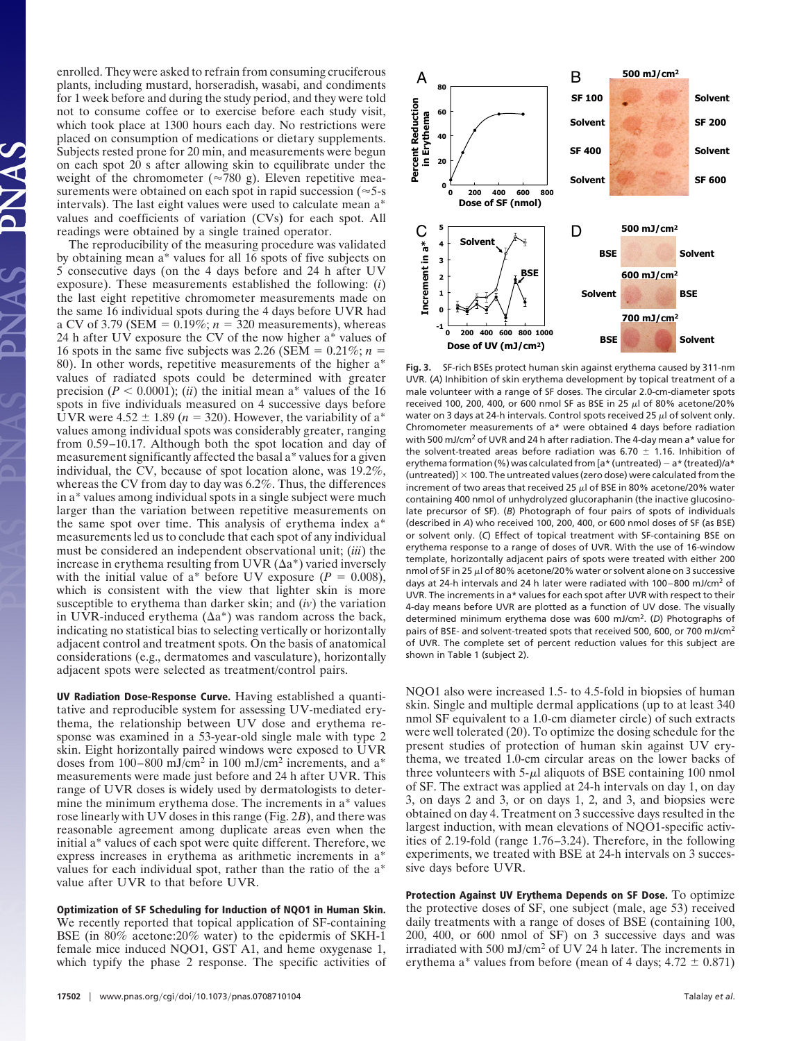enrolled. They were asked to refrain from consuming cruciferous plants, including mustard, horseradish, wasabi, and condiments for 1 week before and during the study period, and they were told not to consume coffee or to exercise before each study visit, which took place at 1300 hours each day. No restrictions were placed on consumption of medications or dietary supplements. Subjects rested prone for 20 min, and measurements were begun on each spot 20 s after allowing skin to equilibrate under the weight of the chromometer (≈780 g). Eleven repetitive measurements were obtained on each spot in rapid succession (≈5-s intervals). The last eight values were used to calculate mean a* values and coefficients of variation (CVs) for each spot. All readings were obtained by a single trained operator.

The reproducibility of the measuring procedure was validated by obtaining mean a* values for all 16 spots of five subjects on 5 consecutive days (on the 4 days before and 24 h after UV exposure). These measurements established the following: (*i*) the last eight repetitive chromometer measurements made on the same 16 individual spots during the 4 days before UVR had a CV of 3.79 (SEM = 0.19%; $n = 320$ measurements), whereas 24 h after UV exposure the CV of the now higher a* values of 16 spots in the same five subjects was 2.26 (SEM = 0.21%; $n = 80$). In other words, repetitive measurements of the higher a* values of radiated spots could be determined with greater precision ($P < 0.0001$); (*ii*) the initial mean a* values of the 16 spots in five individuals measured on 4 successive days before UVR were 4.52 ± 1.89 ($n = 320$). However, the variability of a* values among individual spots was considerably greater, ranging from 0.59–10.17. Although both the spot location and day of measurement significantly affected the basal a* values for a given individual, the CV, because of spot location alone, was 19.2%, whereas the CV from day to day was 6.2%. Thus, the differences in a* values among individual spots in a single subject were much larger than the variation between repetitive measurements on the same spot over time. This analysis of erythema index a* measurements led us to conclude that each spot of any individual must be considered an independent observational unit; (*iii*) the increase in erythema resulting from UVR (Δa*) varied inversely with the initial value of a* before UV exposure ($P = 0.008$), which is consistent with the view that lighter skin is more susceptible to erythema than darker skin; and (*iv*) the variation in UVR-induced erythema (Δa*) was random across the back, indicating no statistical bias to selecting vertically or horizontally adjacent control and treatment spots. On the basis of anatomical considerations (e.g., dermatomes and vasculature), horizontally adjacent spots were selected as treatment/control pairs.

**UV Radiation Dose-Response Curve.** Having established a quantitative and reproducible system for assessing UV-mediated erythema, the relationship between UV dose and erythema response was examined in a 53-year-old single male with type 2 skin. Eight horizontally paired windows were exposed to UVR doses from 100–800 mJ/cm² in 100 mJ/cm² increments, and a* measurements were made just before and 24 h after UVR. This range of UVR doses is widely used by dermatologists to determine the minimum erythema dose. The increments in a* values rose linearly with UV doses in this range (Fig. 2*B*), and there was reasonable agreement among duplicate areas even when the initial a* values of each spot were quite different. Therefore, we express increases in erythema as arithmetic increments in a* values for each individual spot, rather than the ratio of the a* value after UVR to that before UVR.

**Optimization of SF Scheduling for Induction of NQO1 in Human Skin.** We recently reported that topical application of SF-containing BSE (in 80% acetone:20% water) to the epidermis of SKH-1 female mice induced NQO1, GST A1, and heme oxygenase 1, which typify the phase 2 response. The specific activities of NQO1 also were increased 1.5- to 4.5-fold in biopsies of human skin. Single and multiple dermal applications (up to at least 340 nmol SF equivalent to a 1.0-cm diameter circle) of such extracts were well tolerated (20). To optimize the dosing schedule for the present studies of protection of human skin against UV erythema, we treated 1.0-cm circular areas on the lower backs of three volunteers with 5-μl aliquots of BSE containing 100 nmol of SF. The extract was applied at 24-h intervals on day 1, on day 3, on days 2 and 3, or on days 1, 2, and 3, and biopsies were obtained on day 4. Treatment on 3 successive days resulted in the largest induction, with mean elevations of NQO1-specific activities of 2.19-fold (range 1.76–3.24). Therefore, in the following experiments, we treated with BSE at 24-h intervals on 3 successive days before UVR.

**Fig. 3.** SF-rich BSEs protect human skin against erythema caused by 311-nm UVR. (*A*) Inhibition of skin erythema development by topical treatment of a male volunteer with a range of SF doses. The circular 2.0-cm-diameter spots received 100, 200, 400, or 600 nmol SF as BSE in 25 μl of 80% acetone/20% water on 3 days at 24-h intervals. Control spots received 25 μl of solvent only. Chromometer measurements of a* were obtained 4 days before radiation with 500 mJ/cm² of UVR and 24 h after radiation. The 4-day mean a* value for the solvent-treated areas before radiation was 6.70 ± 1.16. Inhibition of erythema formation (%) was calculated from [a* (untreated) − a* (treated)/a* (untreated)] × 100. The untreated values (zero dose) were calculated from the increment of two areas that received 25 μl of BSE in 80% acetone/20% water containing 400 nmol of unhydrolyzed glucoraphanin (the inactive glucosinolate precursor of SF). (*B*) Photograph of four pairs of spots of individuals (described in *A*) who received 100, 200, 400, or 600 nmol doses of SF (as BSE) or solvent only. (*C*) Effect of topical treatment with SF-containing BSE on erythema response to a range of doses of UVR. With the use of 16-window template, horizontally adjacent pairs of spots were treated with either 200 nmol of SF in 25 μl of 80% acetone/20% water or solvent alone on 3 successive days at 24-h intervals and 24 h later were radiated with 100–800 mJ/cm² of UVR. The increments in a* values for each spot after UVR with respect to their 4-day means before UVR are plotted as a function of UV dose. The visually determined minimum erythema dose was 600 mJ/cm². (*D*) Photographs of pairs of BSE- and solvent-treated spots that received 500, 600, or 700 mJ/cm² of UVR. The complete set of percent reduction values for this subject are shown in Table 1 (subject 2).

**Protection Against UV Erythema Depends on SF Dose.** To optimize the protective doses of SF, one subject (male, age 53) received daily treatments with a range of doses of BSE (containing 100, 200, 400, or 600 nmol of SF) on 3 successive days and was irradiated with 500 mJ/cm² of UV 24 h later. The increments in erythema a* values from before (mean of 4 days; 4.72 ± 0.871)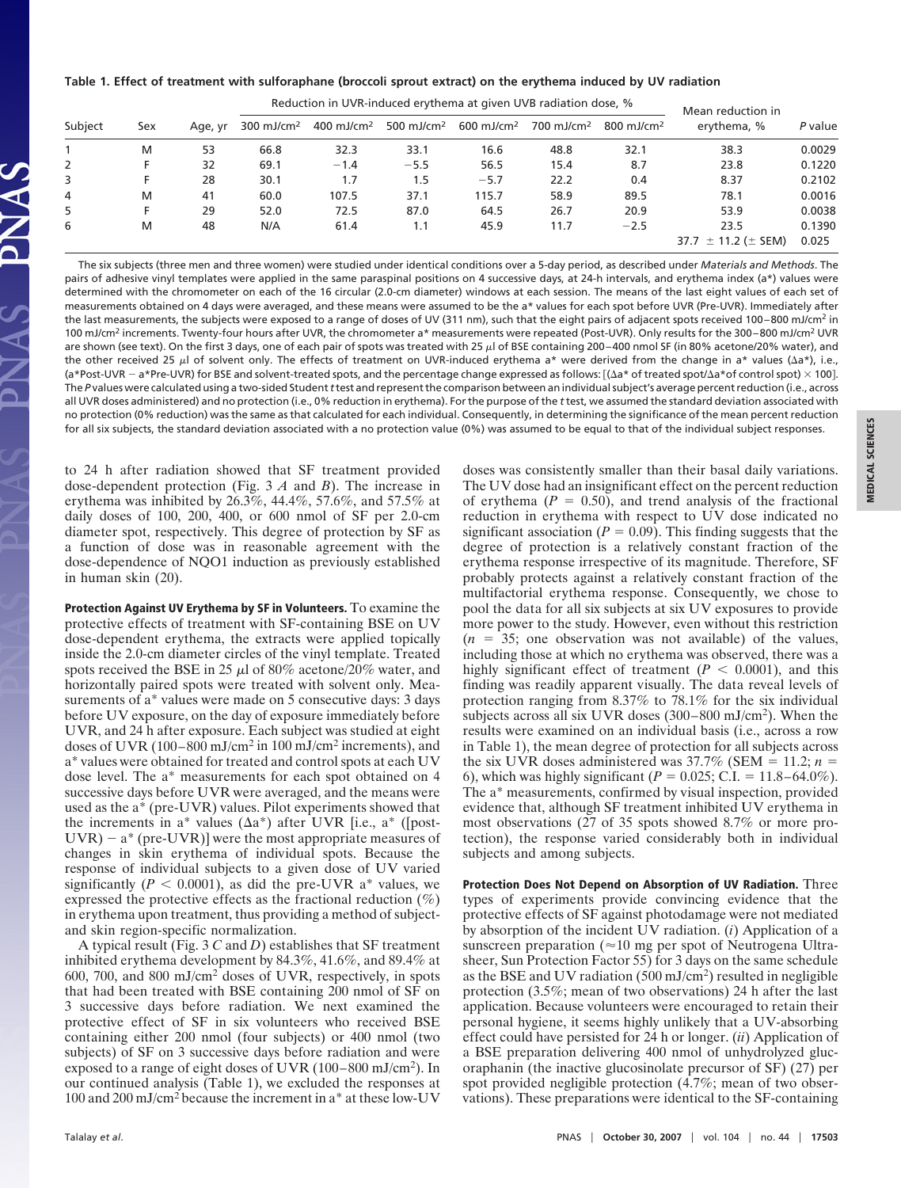**Table 1. Effect of treatment with sulforaphane (broccoli sprout extract) on the erythema induced by UV radiation**

| Subject | Sex | Age, yr | Reduction in UVR-induced erythema at given UVB radiation dose, % | | | | | | Mean reduction in erythema, % | P value |
|---|---|---|---|---|---|---|---|---|---|---|
| | | | 300 mJ/cm$^2$ | 400 mJ/cm$^2$ | 500 mJ/cm$^2$ | 600 mJ/cm$^2$ | 700 mJ/cm$^2$ | 800 mJ/cm$^2$ | | |
| 1 | M | 53 | 66.8 | 32.3 | 33.1 | 16.6 | 48.8 | 32.1 | 38.3 | 0.0029 |
| 2 | F | 32 | 69.1 | −1.4 | −5.5 | 56.5 | 15.4 | 8.7 | 23.8 | 0.1220 |
| 3 | F | 28 | 30.1 | 1.7 | 1.5 | −5.7 | 22.2 | 0.4 | 8.37 | 0.2102 |
| 4 | M | 41 | 60.0 | 107.5 | 37.1 | 115.7 | 58.9 | 89.5 | 78.1 | 0.0016 |
| 5 | F | 29 | 52.0 | 72.5 | 87.0 | 64.5 | 26.7 | 20.9 | 53.9 | 0.0038 |
| 6 | M | 48 | N/A | 61.4 | 1.1 | 45.9 | 11.7 | −2.5 | 23.5 | 0.1390 |
| | | | | | | | | | 37.7 ± 11.2 (± SEM) | 0.025 |

The six subjects (three men and three women) were studied under identical conditions over a 5-day period, as described under *Materials and Methods*. The pairs of adhesive vinyl templates were applied in the same paraspinal positions on 4 successive days, at 24-h intervals, and erythema index (a*) values were determined with the chromometer on each of the 16 circular (2.0-cm diameter) windows at each session. The means of the last eight values of each set of measurements obtained on 4 days were averaged, and these means were assumed to be the a* values for each spot before UVR (Pre-UVR). Immediately after the last measurements, the subjects were exposed to a range of doses of UV (311 nm), such that the eight pairs of adjacent spots received 100–800 mJ/cm$^2$ in 100 mJ/cm$^2$ increments. Twenty-four hours after UVR, the chromometer a* measurements were repeated (Post-UVR). Only results for the 300–800 mJ/cm$^2$ UVR are shown (see text). On the first 3 days, one of each pair of spots was treated with 25 μl of BSE containing 200–400 nmol SF (in 80% acetone/20% water), and the other received 25 μl of solvent only. The effects of treatment on UVR-induced erythema a* were derived from the change in a* values (Δa*), i.e., (a*Post-UVR − a*Pre-UVR) for BSE and solvent-treated spots, and the percentage change expressed as follows: [(Δa* of treated spot/Δa* of control spot) × 100]. The *P* values were calculated using a two-sided Student *t* test and represent the comparison between an individual subject's average percent reduction (i.e., across all UVR doses administered) and no protection (i.e., 0% reduction in erythema). For the purpose of the *t* test, we assumed the standard deviation associated with no protection (0% reduction) was the same as that calculated for each individual. Consequently, in determining the significance of the mean percent reduction for all six subjects, the standard deviation associated with a no protection value (0%) was assumed to be equal to that of the individual subject responses.

to 24 h after radiation showed that SF treatment provided dose-dependent protection (Fig. 3 *A* and *B*). The increase in erythema was inhibited by 26.3%, 44.4%, 57.6%, and 57.5% at daily doses of 100, 200, 400, or 600 nmol of SF per 2.0-cm diameter spot, respectively. This degree of protection by SF as a function of dose was in reasonable agreement with the dose-dependence of NQO1 induction as previously established in human skin (20).

**Protection Against UV Erythema by SF in Volunteers.** To examine the protective effects of treatment with SF-containing BSE on UV dose-dependent erythema, the extracts were applied topically inside the 2.0-cm diameter circles of the vinyl template. Treated spots received the BSE in 25 μl of 80% acetone/20% water, and horizontally paired spots were treated with solvent only. Measurements of a* values were made on 5 consecutive days: 3 days before UV exposure, on the day of exposure immediately before UVR, and 24 h after exposure. Each subject was studied at eight doses of UVR (100–800 mJ/cm$^2$ in 100 mJ/cm$^2$ increments), and a* values were obtained for treated and control spots at each UV dose level. The a* measurements for each spot obtained on 4 successive days before UVR were averaged, and the means were used as the a* (pre-UVR) values. Pilot experiments showed that the increments in a* values (Δa*) after UVR [i.e., a* ([post-UVR) − a* (pre-UVR)] were the most appropriate measures of changes in skin erythema of individual spots. Because the response of individual subjects to a given dose of UV varied significantly ($P < 0.0001$), as did the pre-UVR a* values, we expressed the protective effects as the fractional reduction (%) in erythema upon treatment, thus providing a method of subject- and skin region-specific normalization.

A typical result (Fig. 3 *C* and *D*) establishes that SF treatment inhibited erythema development by 84.3%, 41.6%, and 89.4% at 600, 700, and 800 mJ/cm$^2$ doses of UVR, respectively, in spots that had been treated with BSE containing 200 nmol of SF on 3 successive days before radiation. We next examined the protective effect of SF in six volunteers who received BSE containing either 200 nmol (four subjects) or 400 nmol (two subjects) of SF on 3 successive days before radiation and were exposed to a range of eight doses of UVR (100–800 mJ/cm$^2$). In our continued analysis (Table 1), we excluded the responses at 100 and 200 mJ/cm$^2$ because the increment in a* at these low-UV doses was consistently smaller than their basal daily variations. The UV dose had an insignificant effect on the percent reduction of erythema ($P = 0.50$), and trend analysis of the fractional reduction in erythema with respect to UV dose indicated no significant association ($P = 0.09$). This finding suggests that the degree of protection is a relatively constant fraction of the erythema response irrespective of its magnitude. Therefore, SF probably protects against a relatively constant fraction of the multifactorial erythema response. Consequently, we chose to pool the data for all six subjects at six UV exposures to provide more power to the study. However, even without this restriction ($n = 35$; one observation was not available) of the values, including those at which no erythema was observed, there was a highly significant effect of treatment ($P < 0.0001$), and this finding was readily apparent visually. The data reveal levels of protection ranging from 8.37% to 78.1% for the six individual subjects across all six UVR doses (300–800 mJ/cm$^2$). When the results were examined on an individual basis (i.e., across a row in Table 1), the mean degree of protection for all subjects across the six UVR doses administered was 37.7% (SEM = 11.2; $n = 6$), which was highly significant ($P = 0.025$; C.I. = 11.8–64.0%). The a* measurements, confirmed by visual inspection, provided evidence that, although SF treatment inhibited UV erythema in most observations (27 of 35 spots showed 8.7% or more protection), the response varied considerably both in individual subjects and among subjects.

**Protection Does Not Depend on Absorption of UV Radiation.** Three types of experiments provide convincing evidence that the protective effects of SF against photodamage were not mediated by absorption of the incident UV radiation. (*i*) Application of a sunscreen preparation (≈10 mg per spot of Neutrogena Ultrasheer, Sun Protection Factor 55) for 3 days on the same schedule as the BSE and UV radiation (500 mJ/cm$^2$) resulted in negligible protection (3.5%; mean of two observations) 24 h after the last application. Because volunteers were encouraged to retain their personal hygiene, it seems highly unlikely that a UV-absorbing effect could have persisted for 24 h or longer. (*ii*) Application of a BSE preparation delivering 400 nmol of unhydrolyzed glucoraphanin (the inactive glucosinolate precursor of SF) (27) per spot provided negligible protection (4.7%; mean of two observations). These preparations were identical to the SF-containing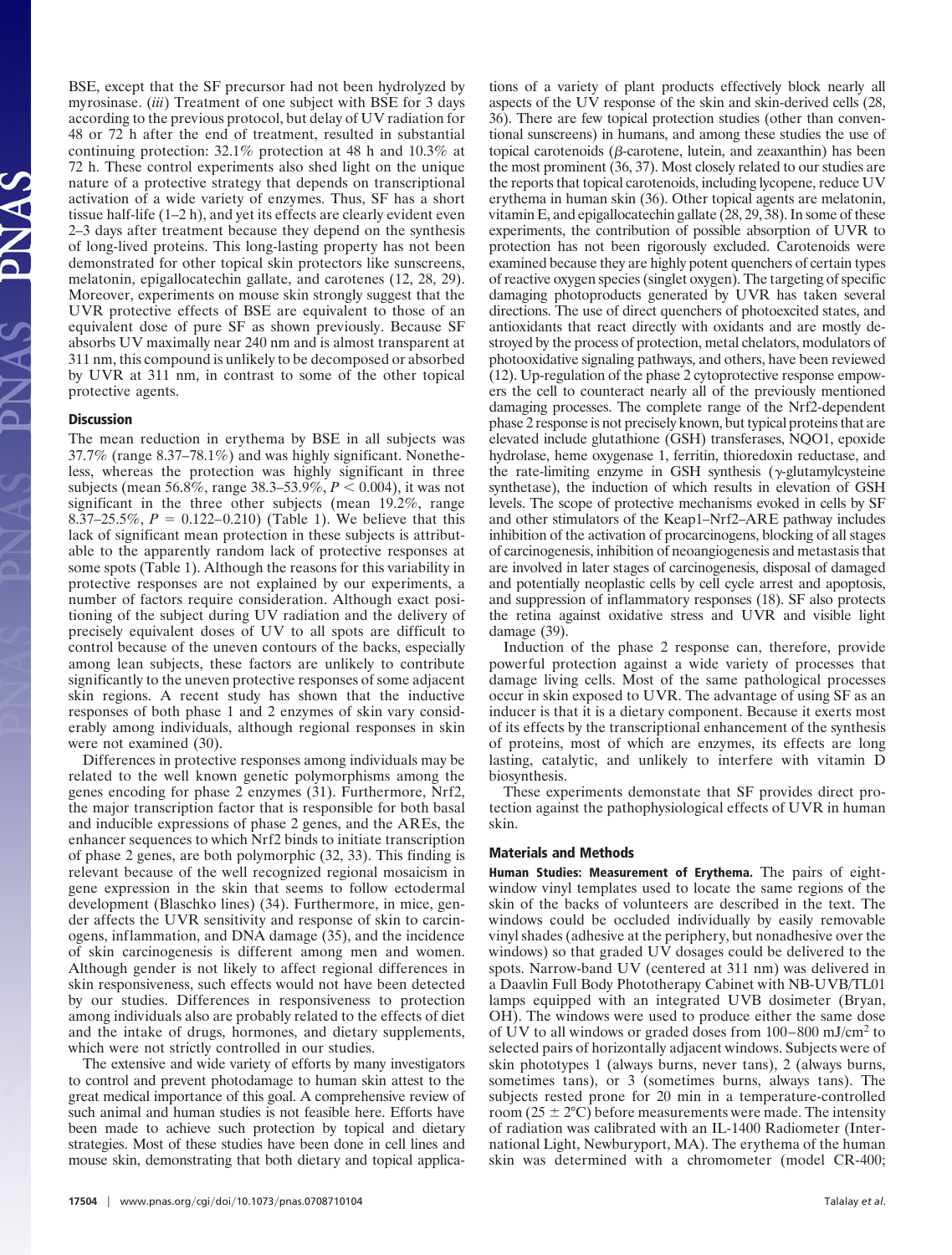BSE, except that the SF precursor had not been hydrolyzed by myrosinase. (*iii*) Treatment of one subject with BSE for 3 days according to the previous protocol, but delay of UV radiation for 48 or 72 h after the end of treatment, resulted in substantial continuing protection: 32.1% protection at 48 h and 10.3% at 72 h. These control experiments also shed light on the unique nature of a protective strategy that depends on transcriptional activation of a wide variety of enzymes. Thus, SF has a short tissue half-life (1–2 h), and yet its effects are clearly evident even 2–3 days after treatment because they depend on the synthesis of long-lived proteins. This long-lasting property has not been demonstrated for other topical skin protectors like sunscreens, melatonin, epigallocatechin gallate, and carotenes (12, 28, 29). Moreover, experiments on mouse skin strongly suggest that the UVR protective effects of BSE are equivalent to those of an equivalent dose of pure SF as shown previously. Because SF absorbs UV maximally near 240 nm and is almost transparent at 311 nm, this compound is unlikely to be decomposed or absorbed by UVR at 311 nm, in contrast to some of the other topical protective agents.

## Discussion

The mean reduction in erythema by BSE in all subjects was 37.7% (range 8.37–78.1%) and was highly significant. Nonetheless, whereas the protection was highly significant in three subjects (mean 56.8%, range 38.3–53.9%, $P < 0.004$), it was not significant in the three other subjects (mean 19.2%, range 8.37–25.5%, $P = 0.122$–$0.210$) (Table 1). We believe that this lack of significant mean protection in these subjects is attributable to the apparently random lack of protective responses at some spots (Table 1). Although the reasons for this variability in protective responses are not explained by our experiments, a number of factors require consideration. Although exact positioning of the subject during UV radiation and the delivery of precisely equivalent doses of UV to all spots are difficult to control because of the uneven contours of the backs, especially among lean subjects, these factors are unlikely to contribute significantly to the uneven protective responses of some adjacent skin regions. A recent study has shown that the inductive responses of both phase 1 and 2 enzymes of skin vary considerably among individuals, although regional responses in skin were not examined (30).

Differences in protective responses among individuals may be related to the well known genetic polymorphisms among the genes encoding for phase 2 enzymes (31). Furthermore, Nrf2, the major transcription factor that is responsible for both basal and inducible expressions of phase 2 genes, and the AREs, the enhancer sequences to which Nrf2 binds to initiate transcription of phase 2 genes, are both polymorphic (32, 33). This finding is relevant because of the well recognized regional mosaicism in gene expression in the skin that seems to follow ectodermal development (Blaschko lines) (34). Furthermore, in mice, gender affects the UVR sensitivity and response of skin to carcinogens, inflammation, and DNA damage (35), and the incidence of skin carcinogenesis is different among men and women. Although gender is not likely to affect regional differences in skin responsiveness, such effects would not have been detected by our studies. Differences in responsiveness to protection among individuals also are probably related to the effects of diet and the intake of drugs, hormones, and dietary supplements, which were not strictly controlled in our studies.

The extensive and wide variety of efforts by many investigators to control and prevent photodamage to human skin attest to the great medical importance of this goal. A comprehensive review of such animal and human studies is not feasible here. Efforts have been made to achieve such protection by topical and dietary strategies. Most of these studies have been done in cell lines and mouse skin, demonstrating that both dietary and topical applications of a variety of plant products effectively block nearly all aspects of the UV response of the skin and skin-derived cells (28, 36). There are few topical protection studies (other than conventional sunscreens) in humans, and among these studies the use of topical carotenoids ($\beta$-carotene, lutein, and zeaxanthin) has been the most prominent (36, 37). Most closely related to our studies are the reports that topical carotenoids, including lycopene, reduce UV erythema in human skin (36). Other topical agents are melatonin, vitamin E, and epigallocatechin gallate (28, 29, 38). In some of these experiments, the contribution of possible absorption of UVR to protection has not been rigorously excluded. Carotenoids were examined because they are highly potent quenchers of certain types of reactive oxygen species (singlet oxygen). The targeting of specific damaging photoproducts generated by UVR has taken several directions. The use of direct quenchers of photoexcited states, and antioxidants that react directly with oxidants and are mostly destroyed by the process of protection, metal chelators, modulators of photooxidative signaling pathways, and others, have been reviewed (12). Up-regulation of the phase 2 cytoprotective response empowers the cell to counteract nearly all of the previously mentioned damaging processes. The complete range of the Nrf2-dependent phase 2 response is not precisely known, but typical proteins that are elevated include glutathione (GSH) transferases, NQO1, epoxide hydrolase, heme oxygenase 1, ferritin, thioredoxin reductase, and the rate-limiting enzyme in GSH synthesis ($\gamma$-glutamylcysteine synthetase), the induction of which results in elevation of GSH levels. The scope of protective mechanisms evoked in cells by SF and other stimulators of the Keap1–Nrf2–ARE pathway includes inhibition of the activation of procarcinogens, blocking of all stages of carcinogenesis, inhibition of neoangiogenesis and metastasis that are involved in later stages of carcinogenesis, disposal of damaged and potentially neoplastic cells by cell cycle arrest and apoptosis, and suppression of inflammatory responses (18). SF also protects the retina against oxidative stress and UVR and visible light damage (39).

Induction of the phase 2 response can, therefore, provide powerful protection against a wide variety of processes that damage living cells. Most of the same pathological processes occur in skin exposed to UVR. The advantage of using SF as an inducer is that it is a dietary component. Because it exerts most of its effects by the transcriptional enhancement of the synthesis of proteins, most of which are enzymes, its effects are long lasting, catalytic, and unlikely to interfere with vitamin D biosynthesis.

These experiments demonstate that SF provides direct protection against the pathophysiological effects of UVR in human skin.

## Materials and Methods

**Human Studies: Measurement of Erythema.** The pairs of eight-window vinyl templates used to locate the same regions of the skin of the backs of volunteers are described in the text. The windows could be occluded individually by easily removable vinyl shades (adhesive at the periphery, but nonadhesive over the windows) so that graded UV dosages could be delivered to the spots. Narrow-band UV (centered at 311 nm) was delivered in a Daavlin Full Body Phototherapy Cabinet with NB-UVB/TL01 lamps equipped with an integrated UVB dosimeter (Bryan, OH). The windows were used to produce either the same dose of UV to all windows or graded doses from 100–800 mJ/cm$^2$ to selected pairs of horizontally adjacent windows. Subjects were of skin phototypes 1 (always burns, never tans), 2 (always burns, sometimes tans), or 3 (sometimes burns, always tans). The subjects rested prone for 20 min in a temperature-controlled room (25 ± 2°C) before measurements were made. The intensity of radiation was calibrated with an IL-1400 Radiometer (International Light, Newburyport, MA). The erythema of the human skin was determined with a chromometer (model CR-400;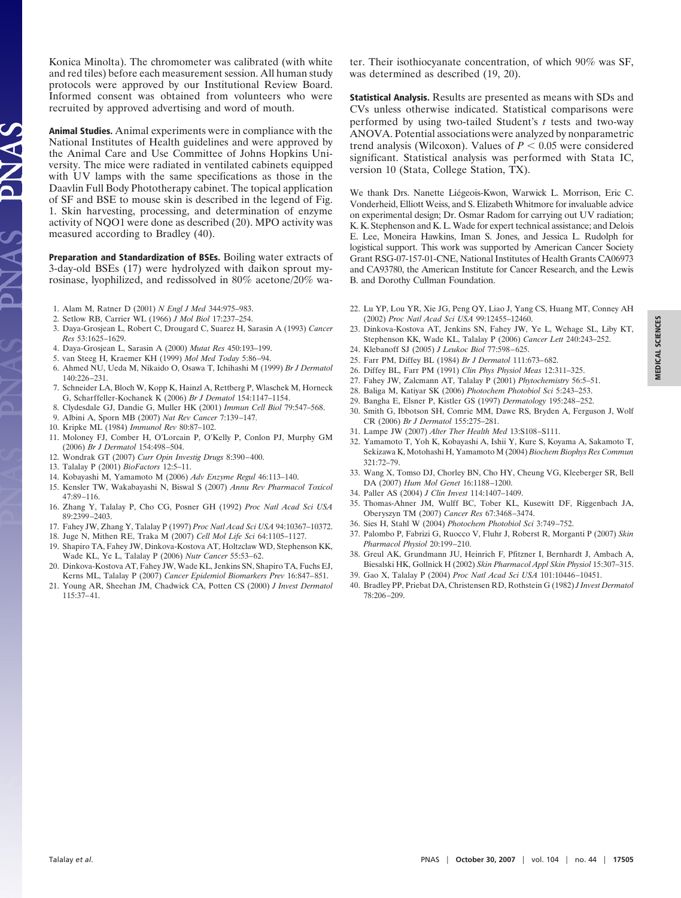Konica Minolta). The chromometer was calibrated (with white and red tiles) before each measurement session. All human study protocols were approved by our Institutional Review Board. Informed consent was obtained from volunteers who were recruited by approved advertising and word of mouth.

**Animal Studies.** Animal experiments were in compliance with the National Institutes of Health guidelines and were approved by the Animal Care and Use Committee of Johns Hopkins University. The mice were radiated in ventilated cabinets equipped with UV lamps with the same specifications as those in the Daavlin Full Body Phototherapy cabinet. The topical application of SF and BSE to mouse skin is described in the legend of Fig. 1. Skin harvesting, processing, and determination of enzyme activity of NQO1 were done as described (20). MPO activity was measured according to Bradley (40).

**Preparation and Standardization of BSEs.** Boiling water extracts of 3-day-old BSEs (17) were hydrolyzed with daikon sprout myrosinase, lyophilized, and redissolved in 80% acetone/20% water. Their isothiocyanate concentration, of which 90% was SF, was determined as described (19, 20).

**Statistical Analysis.** Results are presented as means with SDs and CVs unless otherwise indicated. Statistical comparisons were performed by using two-tailed Student's $t$ tests and two-way ANOVA. Potential associations were analyzed by nonparametric trend analysis (Wilcoxon). Values of $P < 0.05$ were considered significant. Statistical analysis was performed with Stata IC, version 10 (Stata, College Station, TX).

We thank Drs. Nanette Liégeois-Kwon, Warwick L. Morrison, Eric C. Vonderheid, Elliott Weiss, and S. Elizabeth Whitmore for invaluable advice on experimental design; Dr. Osmar Radom for carrying out UV radiation; K. K. Stephenson and K. L. Wade for expert technical assistance; and Delois E. Lee, Moneira Hawkins, Iman S. Jones, and Jessica L. Rudolph for logistical support. This work was supported by American Cancer Society Grant RSG-07-157-01-CNE, National Institutes of Health Grants CA06973 and CA93780, the American Institute for Cancer Research, and the Lewis B. and Dorothy Cullman Foundation.

1. Alam M, Ratner D (2001) *N Engl J Med* 344:975–983.
2. Setlow RB, Carrier WL (1966) *J Mol Biol* 17:237–254.
3. Daya-Grosjean L, Robert C, Drougard C, Suarez H, Sarasin A (1993) *Cancer Res* 53:1625–1629.
4. Daya-Grosjean L, Sarasin A (2000) *Mutat Res* 450:193–199.
5. van Steeg H, Kraemer KH (1999) *Mol Med Today* 5:86–94.
6. Ahmed NU, Ueda M, Nikaido O, Osawa T, Ichihashi M (1999) *Br J Dermatol* 140:226–231.
7. Schneider LA, Bloch W, Kopp K, Hainzl A, Rettberg P, Wlaschek M, Horneck G, Scharffeller-Kochanek K (2006) *Br J Dematol* 154:1147–1154.
8. Clydesdale GJ, Dandie G, Muller HK (2001) *Immun Cell Biol* 79:547–568.
9. Albini A, Sporn MB (2007) *Nat Rev Cancer* 7:139–147.
10. Kripke ML (1984) *Immunol Rev* 80:87–102.
11. Moloney FJ, Comber H, O'Lorcain P, O'Kelly P, Conlon PJ, Murphy GM (2006) *Br J Dermatol* 154:498–504.
12. Wondrak GT (2007) *Curr Opin Investig Drugs* 8:390–400.
13. Talalay P (2001) *BioFactors* 12:5–11.
14. Kobayashi M, Yamamoto M (2006) *Adv Enzyme Regul* 46:113–140.
15. Kensler TW, Wakabayashi N, Biswal S (2007) *Annu Rev Pharmacol Toxicol* 47:89–116.
16. Zhang Y, Talalay P, Cho CG, Posner GH (1992) *Proc Natl Acad Sci USA* 89:2399–2403.
17. Fahey JW, Zhang Y, Talalay P (1997) *Proc Natl Acad Sci USA* 94:10367–10372.
18. Juge N, Mithen R, Traka M (2007) *Cell Mol Life Sci* 64:1105–1127.
19. Shapiro TA, Fahey JW, Dinkova-Kostova AT, Holtzclaw WD, Stephenson KK, Wade KL, Ye L, Talalay P (2006) *Nutr Cancer* 55:53–62.
20. Dinkova-Kostova AT, Fahey JW, Wade KL, Jenkins SN, Shapiro TA, Fuchs EJ, Kerns ML, Talalay P (2007) *Cancer Epidemiol Biomarkers Prev* 16:847–851.
21. Young AR, Sheehan JM, Chadwick CA, Potten CS (2000) *J Invest Dermatol* 115:37–41.
22. Lu YP, Lou YR, Xie JG, Peng QY, Liao J, Yang CS, Huang MT, Conney AH (2002) *Proc Natl Acad Sci USA* 99:12455–12460.
23. Dinkova-Kostova AT, Jenkins SN, Fahey JW, Ye L, Wehage SL, Liby KT, Stephenson KK, Wade KL, Talalay P (2006) *Cancer Lett* 240:243–252.
24. Klebanoff SJ (2005) *J Leukoc Biol* 77:598–625.
25. Farr PM, Diffey BL (1984) *Br J Dermatol* 111:673–682.
26. Diffey BL, Farr PM (1991) *Clin Phys Physiol Meas* 12:311–325.
27. Fahey JW, Zalcmann AT, Talalay P (2001) *Phytochemistry* 56:5–51.
28. Baliga M, Katiyar SK (2006) *Photochem Photobiol Sci* 5:243–253.
29. Bangha E, Elsner P, Kistler GS (1997) *Dermatology* 195:248–252.
30. Smith G, Ibbotson SH, Comrie MM, Dawe RS, Bryden A, Ferguson J, Wolf CR (2006) *Br J Dermatol* 155:275–281.
31. Lampe JW (2007) *Alter Ther Health Med* 13:S108–S111.
32. Yamamoto T, Yoh K, Kobayashi A, Ishii Y, Kure S, Koyama A, Sakamoto T, Sekizawa K, Motohashi H, Yamamoto M (2004) *Biochem Biophys Res Commun* 321:72–79.
33. Wang X, Tomso DJ, Chorley BN, Cho HY, Cheung VG, Kleeberger SR, Bell DA (2007) *Hum Mol Genet* 16:1188–1200.
34. Paller AS (2004) *J Clin Invest* 114:1407–1409.
35. Thomas-Ahner JM, Wulff BC, Tober KL, Kusewitt DF, Riggenbach JA, Oberyszyn TM (2007) *Cancer Res* 67:3468–3474.
36. Sies H, Stahl W (2004) *Photochem Photobiol Sci* 3:749–752.
37. Palombo P, Fabrizi G, Ruocco V, Fluhr J, Roberst R, Morganti P (2007) *Skin Pharmacol Physiol* 20:199–210.
38. Greul AK, Grundmann JU, Heinrich F, Pfitzner I, Bernhardt J, Ambach A, Biesalski HK, Gollnick H (2002) *Skin Pharmacol Appl Skin Physiol* 15:307–315.
39. Gao X, Talalay P (2004) *Proc Natl Acad Sci USA* 101:10446–10451.
40. Bradley PP, Priebat DA, Christensen RD, Rothstein G (1982) *J Invest Dermatol* 78:206–209.